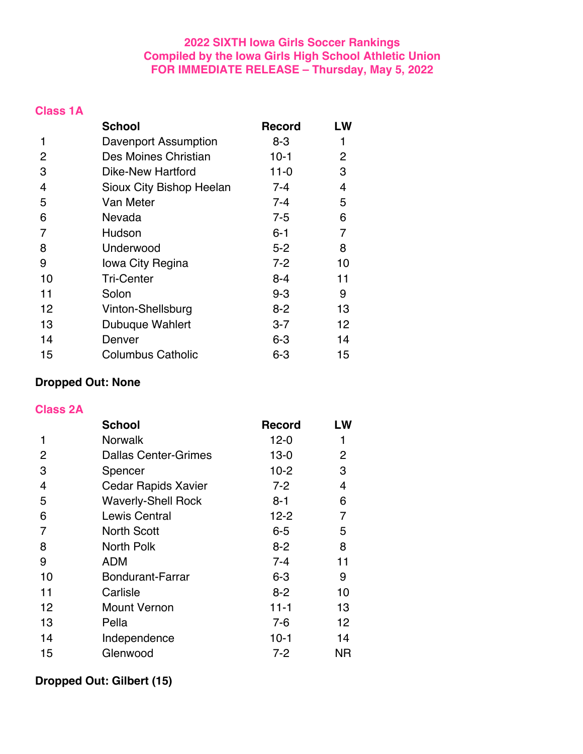# 2022 SIXTH Iowa Girls Soccer Rankings
## Compiled by the Iowa Girls High School Athletic Union
## FOR IMMEDIATE RELEASE – Thursday, May 5, 2022

### Class 1A

| | School | Record | LW |
|---|---|---|---|
| 1 | Davenport Assumption | 8-3 | 1 |
| 2 | Des Moines Christian | 10-1 | 2 |
| 3 | Dike-New Hartford | 11-0 | 3 |
| 4 | Sioux City Bishop Heelan | 7-4 | 4 |
| 5 | Van Meter | 7-4 | 5 |
| 6 | Nevada | 7-5 | 6 |
| 7 | Hudson | 6-1 | 7 |
| 8 | Underwood | 5-2 | 8 |
| 9 | Iowa City Regina | 7-2 | 10 |
| 10 | Tri-Center | 8-4 | 11 |
| 11 | Solon | 9-3 | 9 |
| 12 | Vinton-Shellsburg | 8-2 | 13 |
| 13 | Dubuque Wahlert | 3-7 | 12 |
| 14 | Denver | 6-3 | 14 |
| 15 | Columbus Catholic | 6-3 | 15 |

**Dropped Out: None**

### Class 2A

| | School | Record | LW |
|---|---|---|---|
| 1 | Norwalk | 12-0 | 1 |
| 2 | Dallas Center-Grimes | 13-0 | 2 |
| 3 | Spencer | 10-2 | 3 |
| 4 | Cedar Rapids Xavier | 7-2 | 4 |
| 5 | Waverly-Shell Rock | 8-1 | 6 |
| 6 | Lewis Central | 12-2 | 7 |
| 7 | North Scott | 6-5 | 5 |
| 8 | North Polk | 8-2 | 8 |
| 9 | ADM | 7-4 | 11 |
| 10 | Bondurant-Farrar | 6-3 | 9 |
| 11 | Carlisle | 8-2 | 10 |
| 12 | Mount Vernon | 11-1 | 13 |
| 13 | Pella | 7-6 | 12 |
| 14 | Independence | 10-1 | 14 |
| 15 | Glenwood | 7-2 | NR |

**Dropped Out: Gilbert (15)**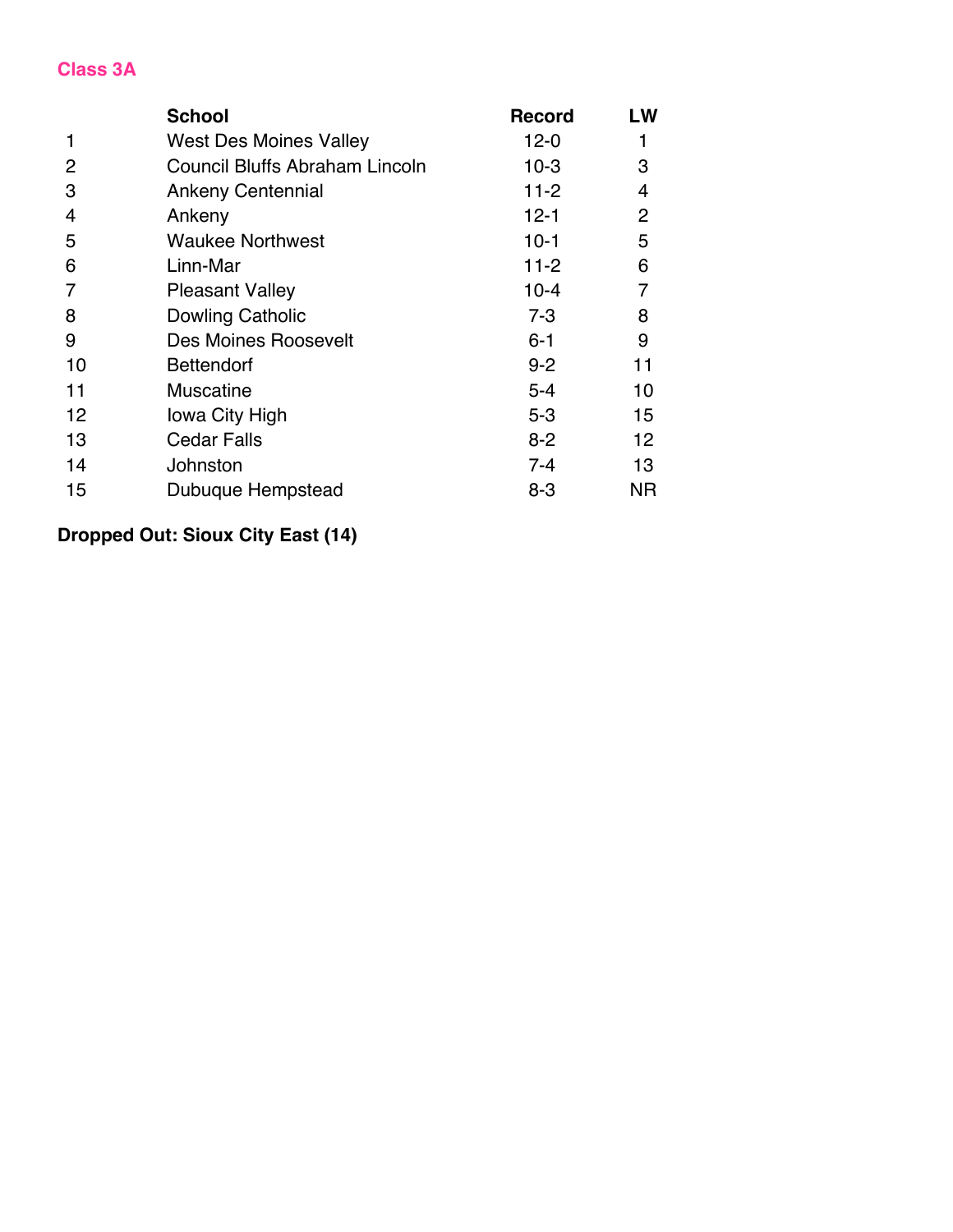## Class 3A

| | School | Record | LW |
|---|---|---|---|
| 1 | West Des Moines Valley | 12-0 | 1 |
| 2 | Council Bluffs Abraham Lincoln | 10-3 | 3 |
| 3 | Ankeny Centennial | 11-2 | 4 |
| 4 | Ankeny | 12-1 | 2 |
| 5 | Waukee Northwest | 10-1 | 5 |
| 6 | Linn-Mar | 11-2 | 6 |
| 7 | Pleasant Valley | 10-4 | 7 |
| 8 | Dowling Catholic | 7-3 | 8 |
| 9 | Des Moines Roosevelt | 6-1 | 9 |
| 10 | Bettendorf | 9-2 | 11 |
| 11 | Muscatine | 5-4 | 10 |
| 12 | Iowa City High | 5-3 | 15 |
| 13 | Cedar Falls | 8-2 | 12 |
| 14 | Johnston | 7-4 | 13 |
| 15 | Dubuque Hempstead | 8-3 | NR |

**Dropped Out: Sioux City East (14)**